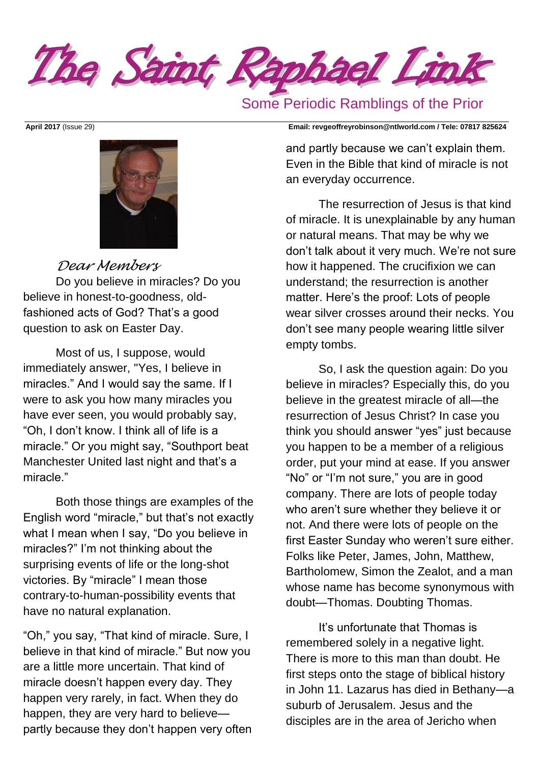# The Saint Raphael Link

## Some Periodic Ramblings of the Prior

**April 2017** (Issue 29) **Email: revgeoffreyrobinson@ntlworld.com / Tele: 07817 825624**

*Dear Members*

Do you believe in miracles? Do you believe in honest-to-goodness, old-fashioned acts of God? That's a good question to ask on Easter Day.

Most of us, I suppose, would immediately answer, "Yes, I believe in miracles." And I would say the same. If I were to ask you how many miracles you have ever seen, you would probably say, "Oh, I don't know. I think all of life is a miracle." Or you might say, "Southport beat Manchester United last night and that's a miracle."

Both those things are examples of the English word "miracle," but that's not exactly what I mean when I say, "Do you believe in miracles?" I'm not thinking about the surprising events of life or the long-shot victories. By "miracle" I mean those contrary-to-human-possibility events that have no natural explanation.

"Oh," you say, "That kind of miracle. Sure, I believe in that kind of miracle." But now you are a little more uncertain. That kind of miracle doesn't happen every day. They happen very rarely, in fact. When they do happen, they are very hard to believe—partly because they don't happen very often and partly because we can't explain them. Even in the Bible that kind of miracle is not an everyday occurrence.

The resurrection of Jesus is that kind of miracle. It is unexplainable by any human or natural means. That may be why we don't talk about it very much. We're not sure how it happened. The crucifixion we can understand; the resurrection is another matter. Here's the proof: Lots of people wear silver crosses around their necks. You don't see many people wearing little silver empty tombs.

So, I ask the question again: Do you believe in miracles? Especially this, do you believe in the greatest miracle of all—the resurrection of Jesus Christ? In case you think you should answer "yes" just because you happen to be a member of a religious order, put your mind at ease. If you answer "No" or "I'm not sure," you are in good company. There are lots of people today who aren't sure whether they believe it or not. And there were lots of people on the first Easter Sunday who weren't sure either. Folks like Peter, James, John, Matthew, Bartholomew, Simon the Zealot, and a man whose name has become synonymous with doubt—Thomas. Doubting Thomas.

It's unfortunate that Thomas is remembered solely in a negative light. There is more to this man than doubt. He first steps onto the stage of biblical history in John 11. Lazarus has died in Bethany—a suburb of Jerusalem. Jesus and the disciples are in the area of Jericho when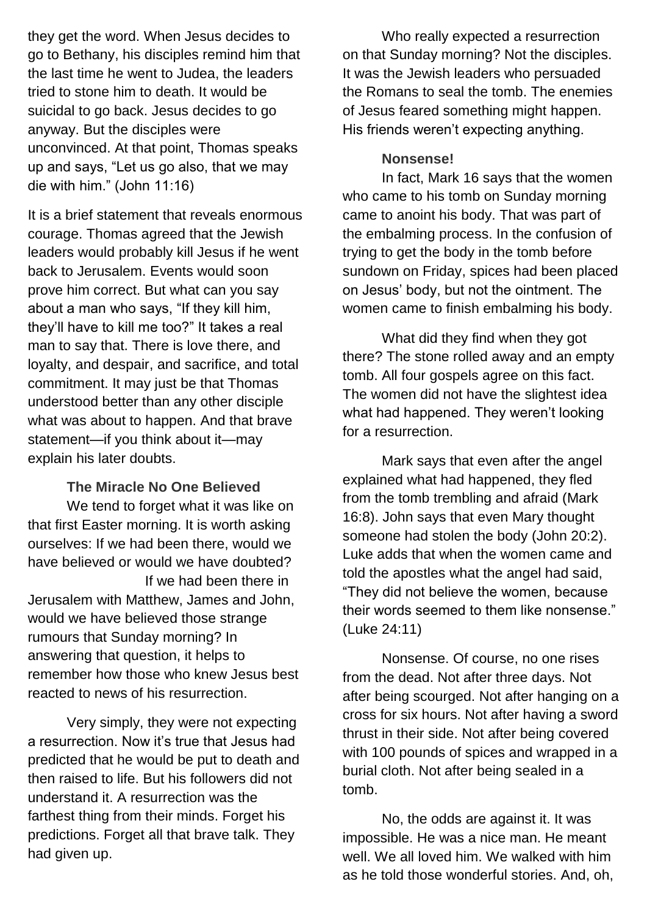they get the word. When Jesus decides to go to Bethany, his disciples remind him that the last time he went to Judea, the leaders tried to stone him to death. It would be suicidal to go back. Jesus decides to go anyway. But the disciples were unconvinced. At that point, Thomas speaks up and says, "Let us go also, that we may die with him." (John 11:16)

It is a brief statement that reveals enormous courage. Thomas agreed that the Jewish leaders would probably kill Jesus if he went back to Jerusalem. Events would soon prove him correct. But what can you say about a man who says, "If they kill him, they'll have to kill me too?" It takes a real man to say that. There is love there, and loyalty, and despair, and sacrifice, and total commitment. It may just be that Thomas understood better than any other disciple what was about to happen. And that brave statement—if you think about it—may explain his later doubts.

**The Miracle No One Believed**

We tend to forget what it was like on that first Easter morning. It is worth asking ourselves: If we had been there, would we have believed or would we have doubted? If we had been there in Jerusalem with Matthew, James and John, would we have believed those strange rumours that Sunday morning? In answering that question, it helps to remember how those who knew Jesus best reacted to news of his resurrection.

Very simply, they were not expecting a resurrection. Now it's true that Jesus had predicted that he would be put to death and then raised to life. But his followers did not understand it. A resurrection was the farthest thing from their minds. Forget his predictions. Forget all that brave talk. They had given up.

Who really expected a resurrection on that Sunday morning? Not the disciples. It was the Jewish leaders who persuaded the Romans to seal the tomb. The enemies of Jesus feared something might happen. His friends weren't expecting anything.

**Nonsense!**

In fact, Mark 16 says that the women who came to his tomb on Sunday morning came to anoint his body. That was part of the embalming process. In the confusion of trying to get the body in the tomb before sundown on Friday, spices had been placed on Jesus' body, but not the ointment. The women came to finish embalming his body.

What did they find when they got there? The stone rolled away and an empty tomb. All four gospels agree on this fact. The women did not have the slightest idea what had happened. They weren't looking for a resurrection.

Mark says that even after the angel explained what had happened, they fled from the tomb trembling and afraid (Mark 16:8). John says that even Mary thought someone had stolen the body (John 20:2). Luke adds that when the women came and told the apostles what the angel had said, "They did not believe the women, because their words seemed to them like nonsense." (Luke 24:11)

Nonsense. Of course, no one rises from the dead. Not after three days. Not after being scourged. Not after hanging on a cross for six hours. Not after having a sword thrust in their side. Not after being covered with 100 pounds of spices and wrapped in a burial cloth. Not after being sealed in a tomb.

No, the odds are against it. It was impossible. He was a nice man. He meant well. We all loved him. We walked with him as he told those wonderful stories. And, oh,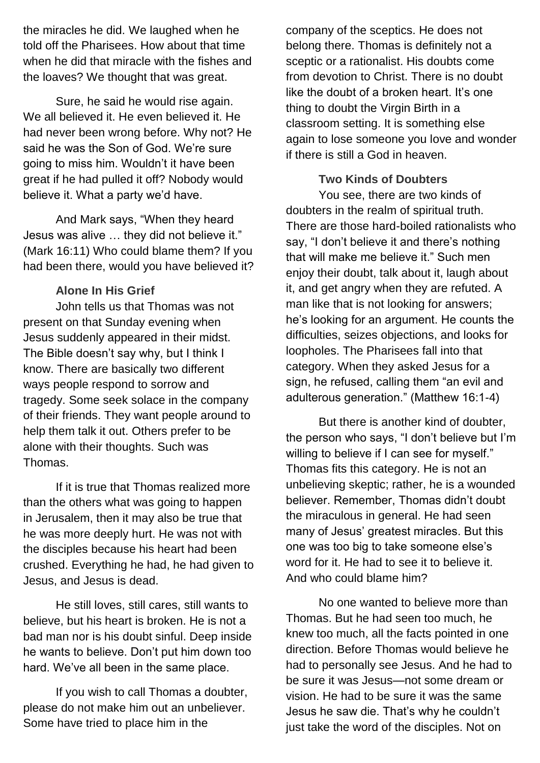the miracles he did. We laughed when he told off the Pharisees. How about that time when he did that miracle with the fishes and the loaves? We thought that was great.

Sure, he said he would rise again. We all believed it. He even believed it. He had never been wrong before. Why not? He said he was the Son of God. We're sure going to miss him. Wouldn't it have been great if he had pulled it off? Nobody would believe it. What a party we'd have.

And Mark says, "When they heard Jesus was alive … they did not believe it." (Mark 16:11) Who could blame them? If you had been there, would you have believed it?

### Alone In His Grief

John tells us that Thomas was not present on that Sunday evening when Jesus suddenly appeared in their midst. The Bible doesn't say why, but I think I know. There are basically two different ways people respond to sorrow and tragedy. Some seek solace in the company of their friends. They want people around to help them talk it out. Others prefer to be alone with their thoughts. Such was Thomas.

If it is true that Thomas realized more than the others what was going to happen in Jerusalem, then it may also be true that he was more deeply hurt. He was not with the disciples because his heart had been crushed. Everything he had, he had given to Jesus, and Jesus is dead.

He still loves, still cares, still wants to believe, but his heart is broken. He is not a bad man nor is his doubt sinful. Deep inside he wants to believe. Don't put him down too hard. We've all been in the same place.

If you wish to call Thomas a doubter, please do not make him out an unbeliever. Some have tried to place him in the company of the sceptics. He does not belong there. Thomas is definitely not a sceptic or a rationalist. His doubts come from devotion to Christ. There is no doubt like the doubt of a broken heart. It's one thing to doubt the Virgin Birth in a classroom setting. It is something else again to lose someone you love and wonder if there is still a God in heaven.

### Two Kinds of Doubters

You see, there are two kinds of doubters in the realm of spiritual truth. There are those hard-boiled rationalists who say, "I don't believe it and there's nothing that will make me believe it." Such men enjoy their doubt, talk about it, laugh about it, and get angry when they are refuted. A man like that is not looking for answers; he's looking for an argument. He counts the difficulties, seizes objections, and looks for loopholes. The Pharisees fall into that category. When they asked Jesus for a sign, he refused, calling them "an evil and adulterous generation." (Matthew 16:1-4)

But there is another kind of doubter, the person who says, "I don't believe but I'm willing to believe if I can see for myself." Thomas fits this category. He is not an unbelieving skeptic; rather, he is a wounded believer. Remember, Thomas didn't doubt the miraculous in general. He had seen many of Jesus' greatest miracles. But this one was too big to take someone else's word for it. He had to see it to believe it. And who could blame him?

No one wanted to believe more than Thomas. But he had seen too much, he knew too much, all the facts pointed in one direction. Before Thomas would believe he had to personally see Jesus. And he had to be sure it was Jesus—not some dream or vision. He had to be sure it was the same Jesus he saw die. That's why he couldn't just take the word of the disciples. Not on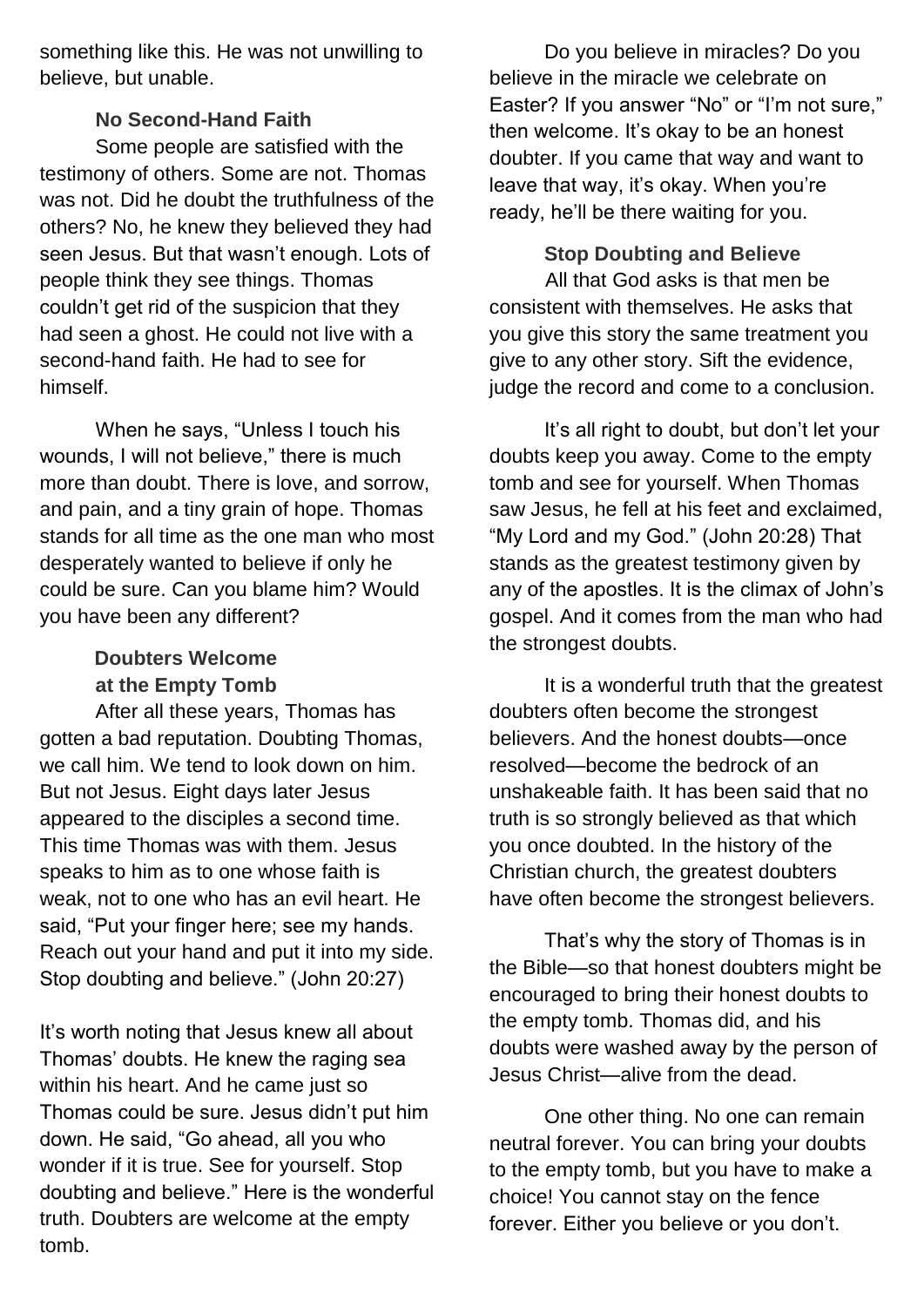something like this. He was not unwilling to believe, but unable.

### No Second-Hand Faith

Some people are satisfied with the testimony of others. Some are not. Thomas was not. Did he doubt the truthfulness of the others? No, he knew they believed they had seen Jesus. But that wasn't enough. Lots of people think they see things. Thomas couldn't get rid of the suspicion that they had seen a ghost. He could not live with a second-hand faith. He had to see for himself.

When he says, "Unless I touch his wounds, I will not believe," there is much more than doubt. There is love, and sorrow, and pain, and a tiny grain of hope. Thomas stands for all time as the one man who most desperately wanted to believe if only he could be sure. Can you blame him? Would you have been any different?

### Doubters Welcome at the Empty Tomb

After all these years, Thomas has gotten a bad reputation. Doubting Thomas, we call him. We tend to look down on him. But not Jesus. Eight days later Jesus appeared to the disciples a second time. This time Thomas was with them. Jesus speaks to him as to one whose faith is weak, not to one who has an evil heart. He said, "Put your finger here; see my hands. Reach out your hand and put it into my side. Stop doubting and believe." (John 20:27)

It's worth noting that Jesus knew all about Thomas' doubts. He knew the raging sea within his heart. And he came just so Thomas could be sure. Jesus didn't put him down. He said, "Go ahead, all you who wonder if it is true. See for yourself. Stop doubting and believe." Here is the wonderful truth. Doubters are welcome at the empty tomb.

Do you believe in miracles? Do you believe in the miracle we celebrate on Easter? If you answer "No" or "I'm not sure," then welcome. It's okay to be an honest doubter. If you came that way and want to leave that way, it's okay. When you're ready, he'll be there waiting for you.

### Stop Doubting and Believe

All that God asks is that men be consistent with themselves. He asks that you give this story the same treatment you give to any other story. Sift the evidence, judge the record and come to a conclusion.

It's all right to doubt, but don't let your doubts keep you away. Come to the empty tomb and see for yourself. When Thomas saw Jesus, he fell at his feet and exclaimed, "My Lord and my God." (John 20:28) That stands as the greatest testimony given by any of the apostles. It is the climax of John's gospel. And it comes from the man who had the strongest doubts.

It is a wonderful truth that the greatest doubters often become the strongest believers. And the honest doubts—once resolved—become the bedrock of an unshakeable faith. It has been said that no truth is so strongly believed as that which you once doubted. In the history of the Christian church, the greatest doubters have often become the strongest believers.

That's why the story of Thomas is in the Bible—so that honest doubters might be encouraged to bring their honest doubts to the empty tomb. Thomas did, and his doubts were washed away by the person of Jesus Christ—alive from the dead.

One other thing. No one can remain neutral forever. You can bring your doubts to the empty tomb, but you have to make a choice! You cannot stay on the fence forever. Either you believe or you don't.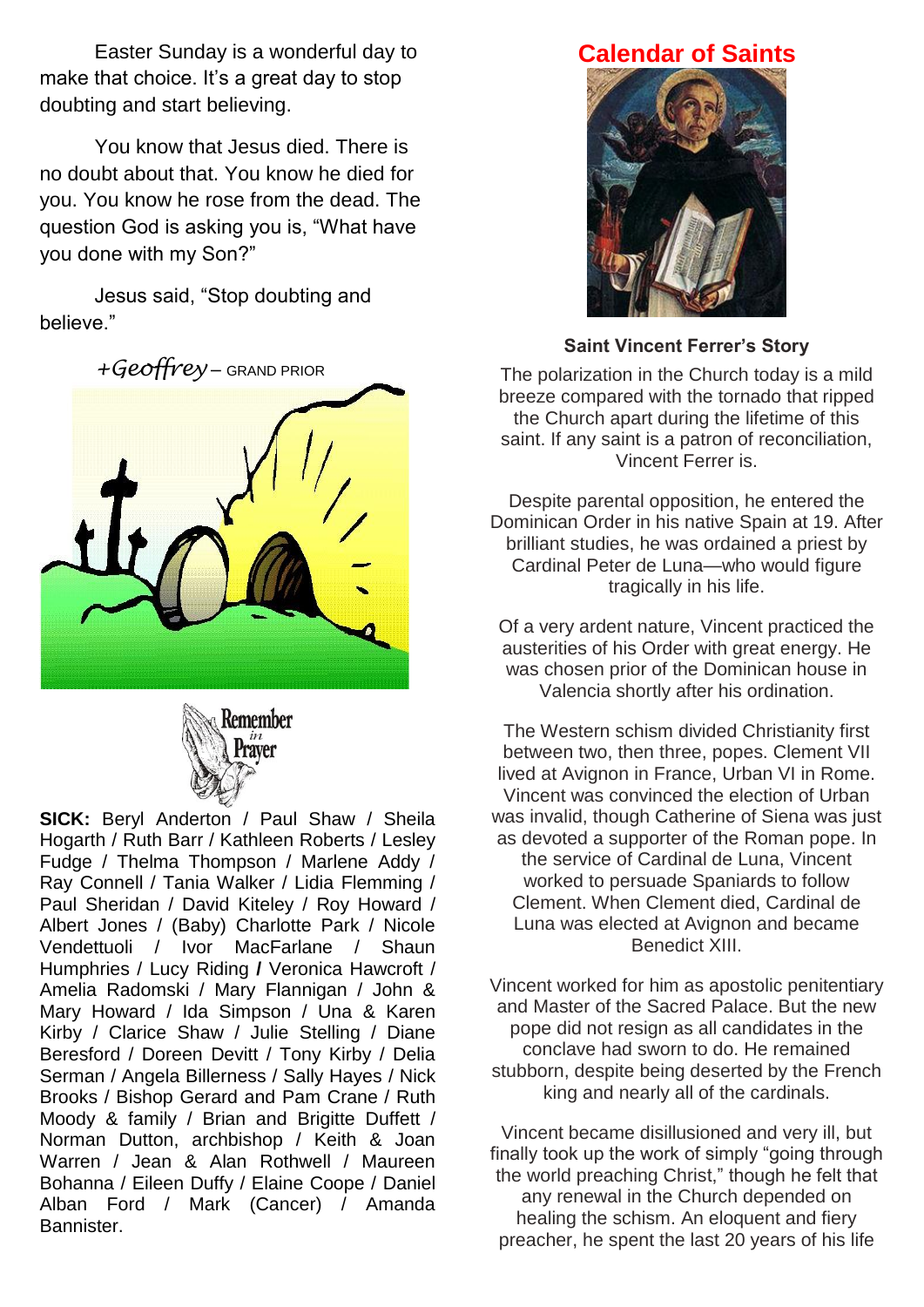Easter Sunday is a wonderful day to make that choice. It's a great day to stop doubting and start believing.

You know that Jesus died. There is no doubt about that. You know he died for you. You know he rose from the dead. The question God is asking you is, "What have you done with my Son?"

Jesus said, "Stop doubting and believe."

*+Geoffrey* – GRAND PRIOR

Remember in Prayer

**SICK:** Beryl Anderton / Paul Shaw / Sheila Hogarth / Ruth Barr / Kathleen Roberts / Lesley Fudge / Thelma Thompson / Marlene Addy / Ray Connell / Tania Walker / Lidia Flemming / Paul Sheridan / David Kiteley / Roy Howard / Albert Jones / (Baby) Charlotte Park / Nicole Vendettuoli / Ivor MacFarlane / Shaun Humphries / Lucy Riding **/** Veronica Hawcroft / Amelia Radomski / Mary Flannigan / John & Mary Howard / Ida Simpson / Una & Karen Kirby / Clarice Shaw / Julie Stelling / Diane Beresford / Doreen Devitt / Tony Kirby / Delia Serman / Angela Billerness / Sally Hayes / Nick Brooks / Bishop Gerard and Pam Crane / Ruth Moody & family / Brian and Brigitte Duffett / Norman Dutton, archbishop / Keith & Joan Warren / Jean & Alan Rothwell / Maureen Bohanna / Eileen Duffy / Elaine Coope / Daniel Alban Ford / Mark (Cancer) / Amanda Bannister.

## Calendar of Saints

### Saint Vincent Ferrer's Story

The polarization in the Church today is a mild breeze compared with the tornado that ripped the Church apart during the lifetime of this saint. If any saint is a patron of reconciliation, Vincent Ferrer is.

Despite parental opposition, he entered the Dominican Order in his native Spain at 19. After brilliant studies, he was ordained a priest by Cardinal Peter de Luna—who would figure tragically in his life.

Of a very ardent nature, Vincent practiced the austerities of his Order with great energy. He was chosen prior of the Dominican house in Valencia shortly after his ordination.

The Western schism divided Christianity first between two, then three, popes. Clement VII lived at Avignon in France, Urban VI in Rome. Vincent was convinced the election of Urban was invalid, though Catherine of Siena was just as devoted a supporter of the Roman pope. In the service of Cardinal de Luna, Vincent worked to persuade Spaniards to follow Clement. When Clement died, Cardinal de Luna was elected at Avignon and became Benedict XIII.

Vincent worked for him as apostolic penitentiary and Master of the Sacred Palace. But the new pope did not resign as all candidates in the conclave had sworn to do. He remained stubborn, despite being deserted by the French king and nearly all of the cardinals.

Vincent became disillusioned and very ill, but finally took up the work of simply "going through the world preaching Christ," though he felt that any renewal in the Church depended on healing the schism. An eloquent and fiery preacher, he spent the last 20 years of his life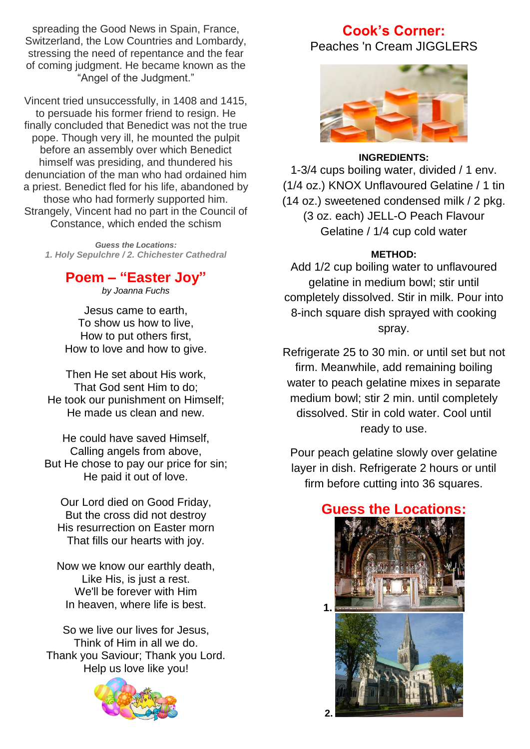spreading the Good News in Spain, France, Switzerland, the Low Countries and Lombardy, stressing the need of repentance and the fear of coming judgment. He became known as the "Angel of the Judgment."

Vincent tried unsuccessfully, in 1408 and 1415, to persuade his former friend to resign. He finally concluded that Benedict was not the true pope. Though very ill, he mounted the pulpit before an assembly over which Benedict himself was presiding, and thundered his denunciation of the man who had ordained him a priest. Benedict fled for his life, abandoned by those who had formerly supported him. Strangely, Vincent had no part in the Council of Constance, which ended the schism

***Guess the Locations:***
*1. Holy Sepulchre / 2. Chichester Cathedral*

## Poem – "Easter Joy"

*by Joanna Fuchs*

Jesus came to earth,
To show us how to live,
How to put others first,
How to love and how to give.

Then He set about His work,
That God sent Him to do;
He took our punishment on Himself;
He made us clean and new.

He could have saved Himself,
Calling angels from above,
But He chose to pay our price for sin;
He paid it out of love.

Our Lord died on Good Friday,
But the cross did not destroy
His resurrection on Easter morn
That fills our hearts with joy.

Now we know our earthly death,
Like His, is just a rest.
We'll be forever with Him
In heaven, where life is best.

So we live our lives for Jesus,
Think of Him in all we do.
Thank you Saviour; Thank you Lord.
Help us love like you!

## Cook's Corner:

Peaches 'n Cream JIGGLERS

**INGREDIENTS:**

1-3/4 cups boiling water, divided / 1 env. (1/4 oz.) KNOX Unflavoured Gelatine / 1 tin (14 oz.) sweetened condensed milk / 2 pkg. (3 oz. each) JELL-O Peach Flavour Gelatine / 1/4 cup cold water

**METHOD:**

Add 1/2 cup boiling water to unflavoured gelatine in medium bowl; stir until completely dissolved. Stir in milk. Pour into 8-inch square dish sprayed with cooking spray.

Refrigerate 25 to 30 min. or until set but not firm. Meanwhile, add remaining boiling water to peach gelatine mixes in separate medium bowl; stir 2 min. until completely dissolved. Stir in cold water. Cool until ready to use.

Pour peach gelatine slowly over gelatine layer in dish. Refrigerate 2 hours or until firm before cutting into 36 squares.

## Guess the Locations:

1.

2.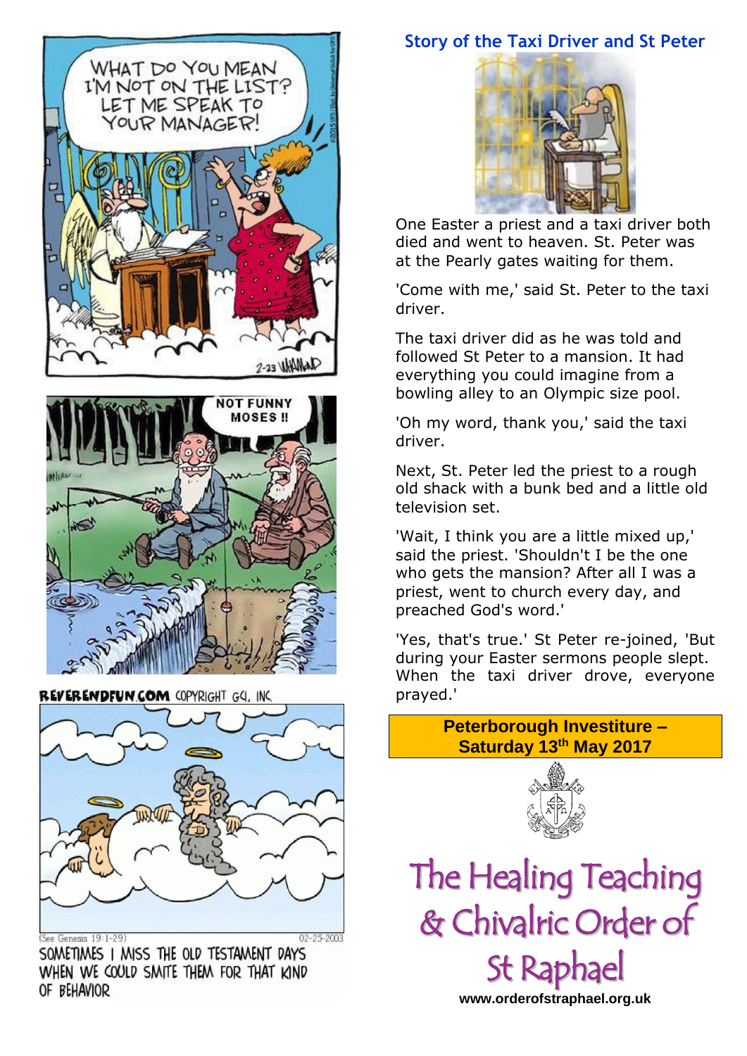WHAT DO YOU MEAN I'M NOT ON THE LIST? LET ME SPEAK TO YOUR MANAGER!

NOT FUNNY MOSES !!

REVERENDFUN.COM COPYRIGHT GG, INC

(See Genesis 19:1-29) 02-25-2003

SOMETIMES I MISS THE OLD TESTAMENT DAYS WHEN WE COULD SMITE THEM FOR THAT KIND OF BEHAVIOR

## Story of the Taxi Driver and St Peter

One Easter a priest and a taxi driver both died and went to heaven. St. Peter was at the Pearly gates waiting for them.

'Come with me,' said St. Peter to the taxi driver.

The taxi driver did as he was told and followed St Peter to a mansion. It had everything you could imagine from a bowling alley to an Olympic size pool.

'Oh my word, thank you,' said the taxi driver.

Next, St. Peter led the priest to a rough old shack with a bunk bed and a little old television set.

'Wait, I think you are a little mixed up,' said the priest. 'Shouldn't I be the one who gets the mansion? After all I was a priest, went to church every day, and preached God's word.'

'Yes, that's true.' St Peter re-joined, 'But during your Easter sermons people slept. When the taxi driver drove, everyone prayed.'

**Peterborough Investiture – Saturday 13th May 2017**

# The Healing Teaching & Chivalric Order of St Raphael

**www.orderofstraphael.org.uk**